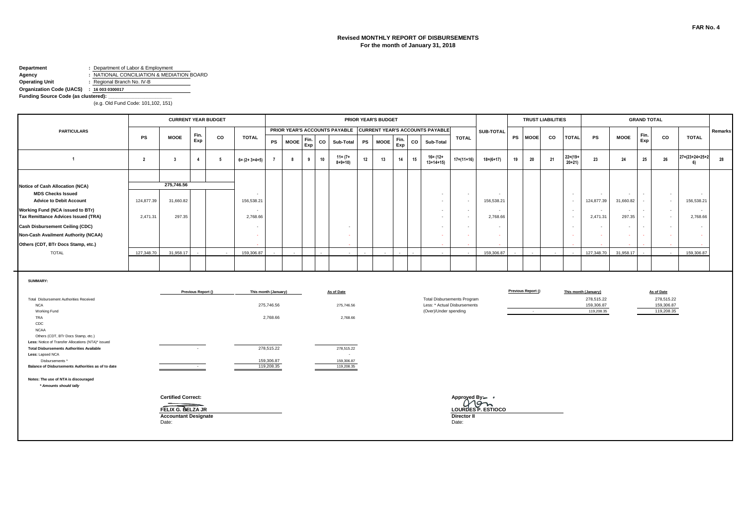FAR No. 4

# Revised MONTHLY REPORT OF DISBURSEMENTS
## For the month of January 31, 2018

**Department** : Department of Labor & Employment
**Agency** : NATIONAL CONCILIATION & MEDIATION BOARD
**Operating Unit** : Regional Branch No. IV-B
**Organization Code (UACS)** : 16 003 0300017
**Funding Source Code (as clustered):** ____________
(e.g. Old Fund Code: 101,102, 151)

| PARTICULARS | CURRENT YEAR BUDGET | | | | | PRIOR YEAR'S BUDGET | | | | | | | | | | | | SUB-TOTAL | TRUST LIABILITIES | | | | GRAND TOTAL | | | | | Remarks |
|---|---|---|---|---|---|---|---|---|---|---|---|---|---|---|---|---|---|---|---|---|---|---|---|---|---|---|---|---|
| | | | | | | PRIOR YEAR'S ACCOUNTS PAYABLE | | | | | CURRENT YEAR'S ACCOUNTS PAYABLE | | | | | TOTAL | | | | | | | | | | | | |
| | PS | MOOE | Fin. Exp | CO | TOTAL | PS | MOOE | Fin. Exp | CO | Sub-Total | PS | MOOE | Fin. Exp | CO | Sub-Total | | | | PS | MOOE | CO | TOTAL | PS | MOOE | Fin. Exp | CO | TOTAL | |
| 1 | 2 | 3 | 4 | 5 | 6= (2+ 3+4+5) | 7 | 8 | 9 | 10 | 11= (7+ 8+9+10) | 12 | 13 | 14 | 15 | 16= (12+ 13+14+15) | 17=(11+16) | | 18=(6+17) | 19 | 20 | 21 | 22=(19+ 20+21) | 23 | 24 | 25 | 26 | 27=(23+24+25+26) | 28 |
| Notice of Cash Allocation (NCA) | | 275,746.56 | | | | | | | | | | | | | | | | | | | | | | | | | | |
| MDS Checks Issued | | | | | - | | | | | | | | | | - | - | | - | | | | - | - | - | - | - | - | |
| Advice to Debit Account | 124,877.39 | 31,660.82 | | | 156,538.21 | | | | | | | | | | - | - | | 156,538.21 | | | | - | 124,877.39 | 31,660.82 | - | - | 156,538.21 | |
| Working Fund (NCA issued to BTr) | | | | | - | | | | | | | | | | - | - | | - | | | | - | - | - | - | - | - | |
| Tax Remittance Advices Issued (TRA) | 2,471.31 | 297.35 | | | 2,768.66 | | | | | | | | | | - | - | | 2,768.66 | | | | - | 2,471.31 | 297.35 | - | - | 2,768.66 | |
| Cash Disbursement Ceiling (CDC) | | | | | - | | | | | - | | | | | - | - | | - | | | | - | - | - | - | - | - | |
| Non-Cash Availment Authority (NCAA) | | | | | - | | | | | - | | | | | - | - | | - | | | | - | - | - | - | - | - | |
| Others (CDT, BTr Docs Stamp, etc.) | | | | | - | | | | | - | | | | | - | - | | - | | | | - | - | - | - | - | - | |
| TOTAL | 127,348.70 | 31,958.17 | - | - | 159,306.87 | - | - | | - | - | - | - | - | - | - | - | | 159,306.87 | - | - | - | - | 127,348.70 | 31,958.17 | - | - | 159,306.87 | |

**SUMMARY:**

| | Previous Report () | This month (January) | As of Date |
|---|---|---|---|
| Total Disbursement Authorities Received | | | |
| NCA | | 275,746.56 | 275,746.56 |
| Working Fund | | | |
| TRA | | 2,768.66 | 2,768.66 |
| CDC | | | |
| NCAA | | | |
| Others (CDT, BTr Docs Stamp, etc.) | | | |
| **Less:** Notice of Transfer Allocations (NTA)* issued | | | |
| **Total Disbursements Authorities Available** | - | 278,515.22 | 278,515.22 |
| **Less:** Lapsed NCA | | | - |
| Disbursements * | | 159,306.87 | 159,306.87 |
| **Balance of Disbursements Authorities as of to date** | - | 119,208.35 | 119,208.35 |

| | Previous Report () | This month (January) | As of Date |
|---|---|---|---|
| Total Disbursements Program | | 278,515.22 | 278,515.22 |
| Less: * Actual Disbursements | | 159,306.87 | 159,306.87 |
| (Over)/Under spending | - | 119,208.35 | 119,208.35 |

**Notes: The use of NTA is discouraged**
***Amounts should tally***

**Certified Correct:**

**FELIX G. BELZA JR**
**Accountant Designate**
Date:

**Approved By:**

**LOURDES P. ESTIOCO**
**Director II**
Date: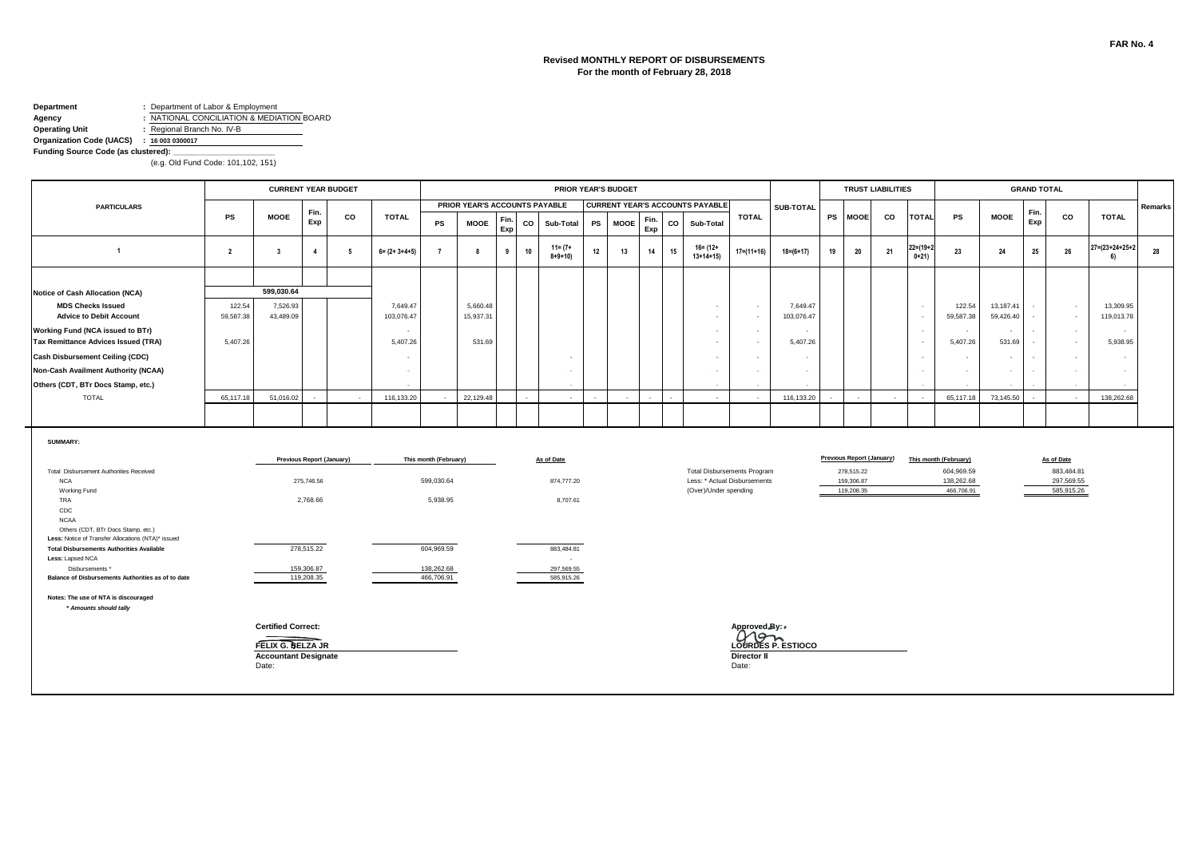FAR No. 4

# Revised MONTHLY REPORT OF DISBURSEMENTS
## For the month of February 28, 2018

**Department** : Department of Labor & Employment
**Agency** : NATIONAL CONCILIATION & MEDIATION BOARD
**Operating Unit** : Regional Branch No. IV-B
**Organization Code (UACS)** : 16 003 0300017
**Funding Source Code (as clustered):** ____________
(e.g. Old Fund Code: 101,102, 151)

| PARTICULARS | CURRENT YEAR BUDGET | | | | | PRIOR YEAR'S BUDGET | | | | | | | | | | | | SUB-TOTAL | TRUST LIABILITIES | | | | GRAND TOTAL | | | | | Remarks |
|---|---|---|---|---|---|---|---|---|---|---|---|---|---|---|---|---|---|---|---|---|---|---|---|---|---|---|---|---|
| | | | | | | PRIOR YEAR'S ACCOUNTS PAYABLE | | | | | CURRENT YEAR'S ACCOUNTS PAYABLE | | | | | TOTAL | | | | | | | | | | | | |
| | PS | MOOE | Fin. Exp | CO | TOTAL | PS | MOOE | Fin. Exp | CO | Sub-Total | PS | MOOE | Fin. Exp | CO | Sub-Total | | | | PS | MOOE | CO | TOTAL | PS | MOOE | Fin. Exp | CO | TOTAL | |
| 1 | 2 | 3 | 4 | 5 | 6= (2+ 3+4+5) | 7 | 8 | 9 | 10 | 11= (7+ 8+9+10) | 12 | 13 | 14 | 15 | 16= (12+ 13+14+15) | 17=(11+16) | 18=(6+17) | | 19 | 20 | 21 | 22=(19+20+21) | 23 | 24 | 25 | 26 | 27=(23+24+25+26) | 28 |
| Notice of Cash Allocation (NCA) | | 599,030.64 | | | | | | | | | | | | | | | | | | | | | | | | | | |
| MDS Checks Issued | 122.54 | 7,526.93 | | | 7,649.47 | | 5,660.48 | | | | | | | | - | - | 7,649.47 | | | | | - | 122.54 | 13,187.41 | - | - | 13,309.95 | |
| Advice to Debit Account | 59,587.38 | 43,489.09 | | | 103,076.47 | | 15,937.31 | | | | | | | | - | - | 103,076.47 | | | | | - | 59,587.38 | 59,426.40 | - | - | 119,013.78 | |
| Working Fund (NCA issued to BTr) | | | | | - | | | | | | | | | | - | - | - | | | | | - | - | - | - | - | - | |
| Tax Remittance Advices Issued (TRA) | 5,407.26 | | | | 5,407.26 | | 531.69 | | | | | | | | - | - | 5,407.26 | | | | | - | 5,407.26 | 531.69 | - | - | 5,938.95 | |
| Cash Disbursement Ceiling (CDC) | | | | | - | | | | | - | | | | | - | - | - | | | | | - | - | - | - | - | - | |
| Non-Cash Availment Authority (NCAA) | | | | | - | | | | | - | | | | | - | - | - | | | | | - | - | - | - | - | - | |
| Others (CDT, BTr Docs Stamp, etc.) | | | | | - | | | | | - | | | | | - | - | - | | | | | - | - | - | - | - | - | |
| TOTAL | 65,117.18 | 51,016.02 | - | - | 116,133.20 | - | 22,129.48 | | - | - | - | - | - | - | - | - | 116,133.20 | | - | - | - | - | 65,117.18 | 73,145.50 | - | - | 138,262.68 | |

**SUMMARY:**

| | Previous Report (January) | This month (February) | As of Date |
|---|---|---|---|
| Total Disbursement Authorities Received | | | |
| NCA | 275,746.56 | 599,030.64 | 874,777.20 |
| Working Fund | | | |
| TRA | 2,768.66 | 5,938.95 | 8,707.61 |
| CDC | | | |
| NCAA | | | |
| Others (CDT, BTr Docs Stamp, etc.) | | | |
| Less: Notice of Transfer Allocations (NTA)* issued | | | |
| **Total Disbursements Authorities Available** | 278,515.22 | 604,969.59 | 883,484.81 |
| **Less:** Lapsed NCA | | | - |
| Disbursements * | 159,306.87 | 138,262.68 | 297,569.55 |
| **Balance of Disbursements Authorities as of to date** | 119,208.35 | 466,706.91 | 585,915.26 |

| | Previous Report (January) | This month (February) | As of Date |
|---|---|---|---|
| Total Disbursements Program | 278,515.22 | 604,969.59 | 883,484.81 |
| Less: * Actual Disbursements | 159,306.87 | 138,262.68 | 297,569.55 |
| (Over)/Under spending | 119,208.35 | 466,706.91 | 585,915.26 |

**Notes: The use of NTA is discouraged**
*\* Amounts should tally*

**Certified Correct:**

**FELIX G. BELZA JR**
**Accountant Designate**
Date:

**Approved By:**

**LOURDES P. ESTIOCO**
**Director II**
Date: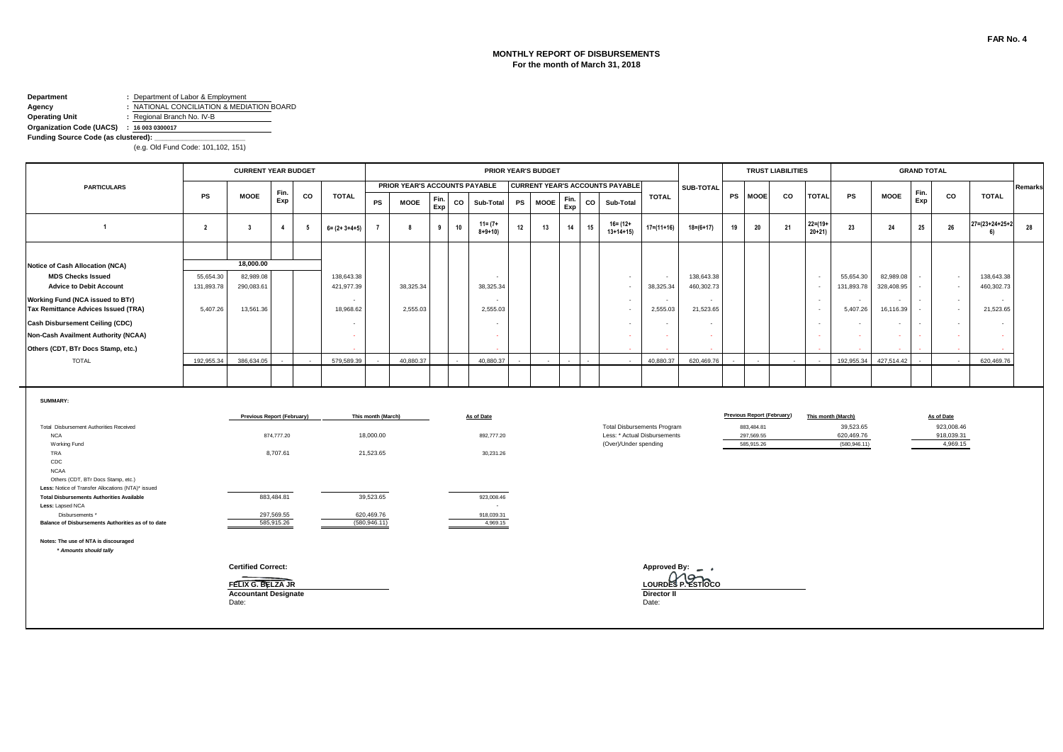FAR No. 4

# MONTHLY REPORT OF DISBURSEMENTS
## For the month of March 31, 2018

**Department** : Department of Labor & Employment
**Agency** : NATIONAL CONCILIATION & MEDIATION BOARD
**Operating Unit** : Regional Branch No. IV-B
**Organization Code (UACS)** : 16 003 0300017
**Funding Source Code (as clustered):** ______________
(e.g. Old Fund Code: 101,102, 151)

| PARTICULARS | CURRENT YEAR BUDGET | | | | | PRIOR YEAR'S BUDGET | | | | | | | | | | | | SUB-TOTAL | TRUST LIABILITIES | | | | GRAND TOTAL | | | | | Remarks |
|---|---|---|---|---|---|---|---|---|---|---|---|---|---|---|---|---|---|---|---|---|---|---|---|---|---|---|---|---|
| | | | | | | PRIOR YEAR'S ACCOUNTS PAYABLE | | | | | CURRENT YEAR'S ACCOUNTS PAYABLE | | | | | TOTAL | | | | | | | | | | | | |
| | PS | MOOE | Fin. Exp | CO | TOTAL | PS | MOOE | Fin. Exp | CO | Sub-Total | PS | MOOE | Fin. Exp | CO | Sub-Total | | | | PS | MOOE | CO | TOTAL | PS | MOOE | Fin. Exp | CO | TOTAL | |
| 1 | 2 | 3 | 4 | 5 | 6= (2+ 3+4+5) | 7 | 8 | 9 | 10 | 11= (7+ 8+9+10) | 12 | 13 | 14 | 15 | 16= (12+ 13+14+15) | 17=(11+16) | 18=(6+17) | 19 | 20 | 21 | 22=(19+ 20+21) | 23 | 24 | 25 | 26 | 27=(23+24+25+26) | 28 |
| Notice of Cash Allocation (NCA) | | 18,000.00 | | | | | | | | | | | | | | | | | | | | | | | | | | |
| MDS Checks Issued | 55,654.30 | 82,989.08 | | | 138,643.38 | | | | | - | | | | | - | - | 138,643.38 | | | | - | 55,654.30 | 82,989.08 | - | - | 138,643.38 | |
| Advice to Debit Account | 131,893.78 | 290,083.61 | | | 421,977.39 | | 38,325.34 | | | 38,325.34 | | | | | - | 38,325.34 | 460,302.73 | | | | - | 131,893.78 | 328,408.95 | - | - | 460,302.73 | |
| Working Fund (NCA issued to BTr) | | | | | - | | | | | - | | | | | - | - | - | | | | - | - | - | - | - | - | |
| Tax Remittance Advices Issued (TRA) | 5,407.26 | 13,561.36 | | | 18,968.62 | | 2,555.03 | | | 2,555.03 | | | | | - | 2,555.03 | 21,523.65 | | | | - | 5,407.26 | 16,116.39 | - | - | 21,523.65 | |
| Cash Disbursement Ceiling (CDC) | | | | | - | | | | | - | | | | | - | - | - | | | | - | - | - | - | - | - | |
| Non-Cash Availment Authority (NCAA) | | | | | - | | | | | - | | | | | - | - | - | | | | - | - | - | - | - | - | |
| Others (CDT, BTr Docs Stamp, etc.) | | | | | - | | | | | - | | | | | - | - | - | | | | - | - | - | - | - | - | |
| TOTAL | 192,955.34 | 386,634.05 | - | - | 579,589.39 | - | 40,880.37 | | - | 40,880.37 | - | - | - | - | - | 40,880.37 | 620,469.76 | - | - | - | - | 192,955.34 | 427,514.42 | - | - | 620,469.76 | |

**SUMMARY:**

| | Previous Report (February) | This month (March) | As of Date |
|---|---|---|---|
| Total Disbursement Authorities Received | | | |
| NCA | 874,777.20 | 18,000.00 | 892,777.20 |
| Working Fund | | | |
| TRA | 8,707.61 | 21,523.65 | 30,231.26 |
| CDC | | | |
| NCAA | | | |
| Others (CDT, BTr Docs Stamp, etc.) | | | |
| **Less:** Notice of Transfer Allocations (NTA)* issued | | | |
| **Total Disbursements Authorities Available** | 883,484.81 | 39,523.65 | 923,008.46 |
| **Less:** Lapsed NCA | | | - |
| Disbursements * | 297,569.55 | 620,469.76 | 918,039.31 |
| **Balance of Disbursements Authorities as of to date** | 585,915.26 | (580,946.11) | 4,969.15 |

| | Previous Report (February) | This month (March) | As of Date |
|---|---|---|---|
| Total Disbursements Program | 883,484.81 | 39,523.65 | 923,008.46 |
| Less: * Actual Disbursements | 297,569.55 | 620,469.76 | 918,039.31 |
| (Over)/Under spending | 585,915.26 | (580,946.11) | 4,969.15 |

**Notes: The use of NTA is discouraged**
***Amounts should tally***

**Certified Correct:**

**FELIX G. BELZA JR**
**Accountant Designate**
Date:

**Approved By:**

**LOURDES P. ESTIOCO**
**Director II**
Date: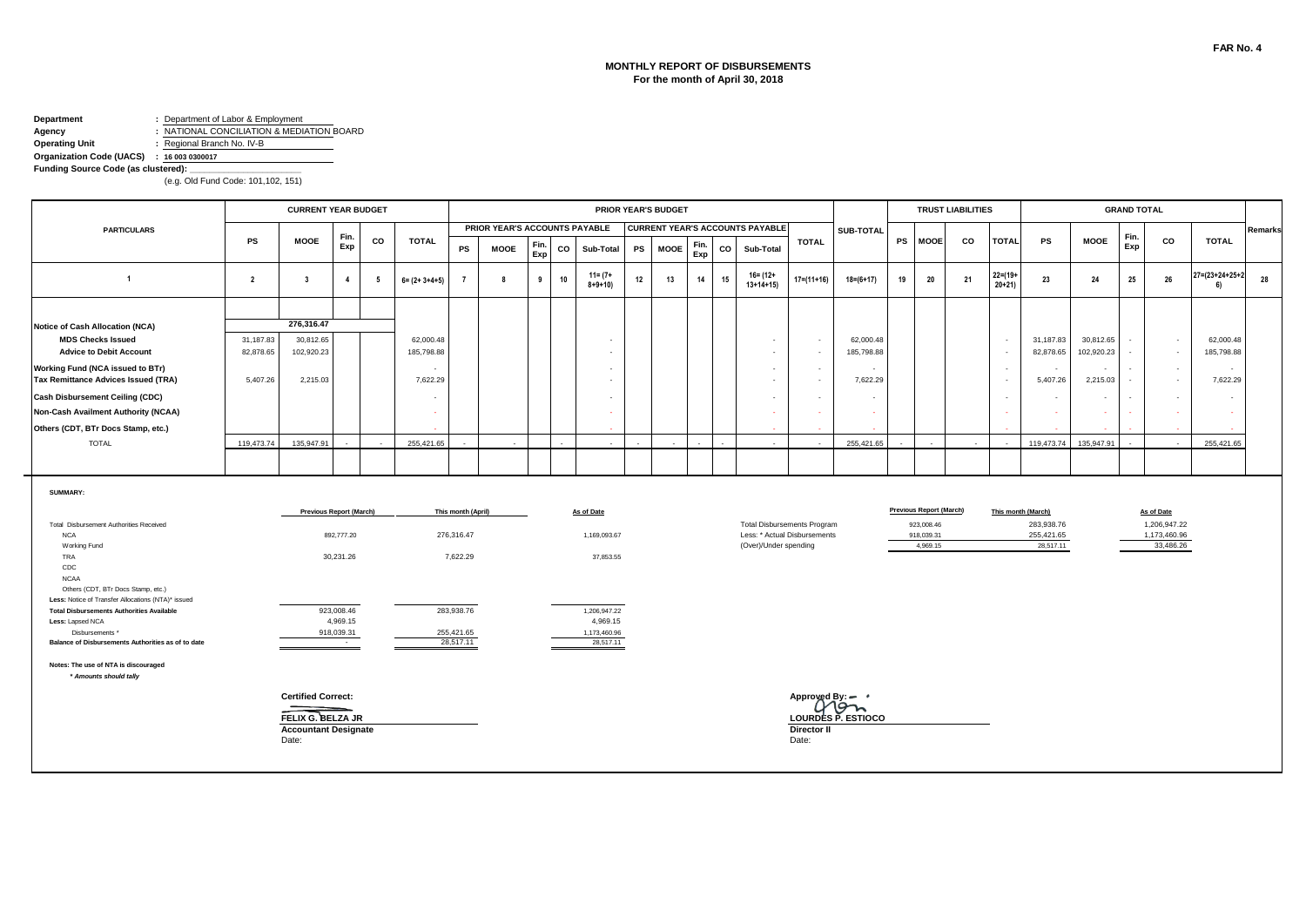FAR No. 4

# MONTHLY REPORT OF DISBURSEMENTS
## For the month of April 30, 2018

**Department** : Department of Labor & Employment
**Agency** : NATIONAL CONCILIATION & MEDIATION BOARD
**Operating Unit** : Regional Branch No. IV-B
**Organization Code (UACS)** : 16 003 0300017
**Funding Source Code (as clustered):**
(e.g. Old Fund Code: 101,102, 151)

| PARTICULARS | CURRENT YEAR BUDGET | | | | | PRIOR YEAR'S BUDGET | | | | | | | | | | | SUB-TOTAL | TRUST LIABILITIES | | | | GRAND TOTAL | | | | | Remarks |
|---|---|---|---|---|---|---|---|---|---|---|---|---|---|---|---|---|---|---|---|---|---|---|---|---|---|---|---|
| | | | | | | PRIOR YEAR'S ACCOUNTS PAYABLE | | | | | CURRENT YEAR'S ACCOUNTS PAYABLE | | | | | TOTAL | | | | | | | | | | | |
| | PS | MOOE | Fin. Exp | CO | TOTAL | PS | MOOE | Fin. Exp | CO | Sub-Total | PS | MOOE | Fin. Exp | CO | Sub-Total | | | PS | MOOE | CO | TOTAL | PS | MOOE | Fin. Exp | CO | TOTAL | |
| 1 | 2 | 3 | 4 | 5 | 6= (2+ 3+4+5) | 7 | 8 | 9 | 10 | 11= (7+ 8+9+10) | 12 | 13 | 14 | 15 | 16= (12+ 13+14+15) | 17=(11+16) | 18=(6+17) | 19 | 20 | 21 | 22=(19+ 20+21) | 23 | 24 | 25 | 26 | 27=(23+24+25+26) | 28 |
| Notice of Cash Allocation (NCA) | | 276,316.47 | | | | | | | | | | | | | | | | | | | | | | | | | |
| **MDS Checks Issued** | 31,187.83 | 30,812.65 | | | 62,000.48 | | | | | - | | | | | - | - | 62,000.48 | | | | - | 31,187.83 | 30,812.65 | - | - | 62,000.48 | |
| **Advice to Debit Account** | 82,878.65 | 102,920.23 | | | 185,798.88 | | | | | - | | | | | - | - | 185,798.88 | | | | - | 82,878.65 | 102,920.23 | - | - | 185,798.88 | |
| **Working Fund (NCA issued to BTr)** | | | | | - | | | | | - | | | | | - | - | - | | | | - | - | - | - | - | - | |
| **Tax Remittance Advices Issued (TRA)** | 5,407.26 | 2,215.03 | | | 7,622.29 | | | | | - | | | | | - | - | 7,622.29 | | | | - | 5,407.26 | 2,215.03 | - | - | 7,622.29 | |
| **Cash Disbursement Ceiling (CDC)** | | | | | - | | | | | - | | | | | - | - | - | | | | - | - | - | - | - | - | |
| **Non-Cash Availment Authority (NCAA)** | | | | | - | | | | | - | | | | | - | - | - | | | | - | - | - | - | - | - | |
| **Others (CDT, BTr Docs Stamp, etc.)** | | | | | - | | | | | - | | | | | - | - | - | | | | - | - | - | - | - | - | |
| TOTAL | 119,473.74 | 135,947.91 | - | - | 255,421.65 | - | - | | - | - | - | - | - | - | - | - | 255,421.65 | - | - | - | - | 119,473.74 | 135,947.91 | - | - | 255,421.65 | |

**SUMMARY:**

| | Previous Report (March) | This month (April) | As of Date |
|---|---|---|---|
| Total Disbursement Authorities Received | | | |
| NCA | 892,777.20 | 276,316.47 | 1,169,093.67 |
| Working Fund | | | |
| TRA | 30,231.26 | 7,622.29 | 37,853.55 |
| CDC | | | |
| NCAA | | | |
| Others (CDT, BTr Docs Stamp, etc.) | | | |
| **Less:** Notice of Transfer Allocations (NTA)* issued | | | |
| **Total Disbursements Authorities Available** | 923,008.46 | 283,938.76 | 1,206,947.22 |
| **Less:** Lapsed NCA | 4,969.15 | | 4,969.15 |
| Disbursements * | 918,039.31 | 255,421.65 | 1,173,460.96 |
| **Balance of Disbursements Authorities as of to date** | - | 28,517.11 | 28,517.11 |

| | Previous Report (March) | This month (March) | As of Date |
|---|---|---|---|
| Total Disbursements Program | 923,008.46 | 283,938.76 | 1,206,947.22 |
| Less: * Actual Disbursements | 918,039.31 | 255,421.65 | 1,173,460.96 |
| (Over)/Under spending | 4,969.15 | 28,517.11 | 33,486.26 |

**Notes: The use of NTA is discouraged**
*\* Amounts should tally*

**Certified Correct:**

**FELIX G. BELZA JR**
**Accountant Designate**
Date:

**Approved By:**

**LOURDES P. ESTIOCO**
**Director II**
Date: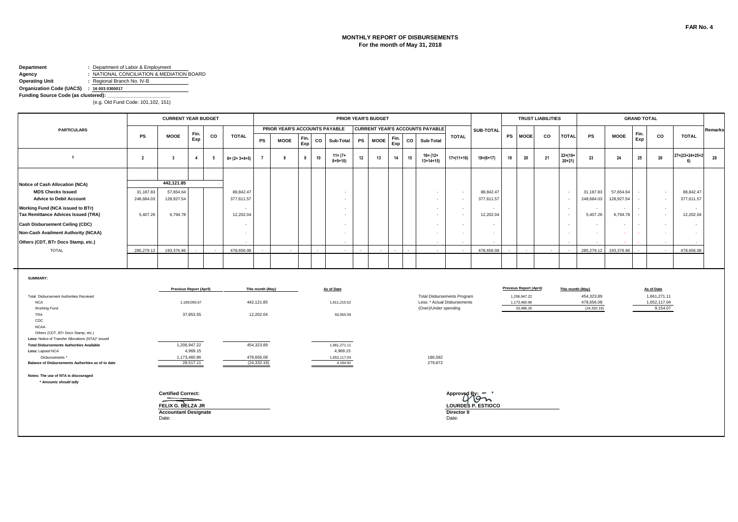**FAR No. 4**

## MONTHLY REPORT OF DISBURSEMENTS
**For the month of May 31, 2018**

**Department** : Department of Labor & Employment
**Agency** : NATIONAL CONCILIATION & MEDIATION BOARD
**Operating Unit** : Regional Branch No. IV-B
**Organization Code (UACS)** : 16 003 0300017
**Funding Source Code (as clustered):**
(e.g. Old Fund Code: 101,102, 151)

| PARTICULARS | CURRENT YEAR BUDGET | | | | | PRIOR YEAR'S BUDGET | | | | | | | | | | | | SUB-TOTAL | TRUST LIABILITIES | | | | GRAND TOTAL | | | | | Remarks |
|---|---|---|---|---|---|---|---|---|---|---|---|---|---|---|---|---|---|---|---|---|---|---|---|---|---|---|---|---|
| | | | | | | PRIOR YEAR'S ACCOUNTS PAYABLE | | | | | CURRENT YEAR'S ACCOUNTS PAYABLE | | | | | | | | | | | | | | | | | |
| | PS | MOOE | Fin. Exp | CO | TOTAL | PS | MOOE | Fin. Exp | CO | Sub-Total | PS | MOOE | Fin. Exp | CO | Sub-Total | TOTAL | | | PS | MOOE | CO | TOTAL | PS | MOOE | Fin. Exp | CO | TOTAL | |
| 1 | 2 | 3 | 4 | 5 | 6= (2+ 3+4+5) | 7 | 8 | 9 | 10 | 11= (7+ 8+9+10) | 12 | 13 | 14 | 15 | 16= (12+ 13+14+15) | 17=(11+16) | 18=(6+17) | 19 | 20 | 21 | 22=(19+ 20+21) | 23 | 24 | 25 | 26 | 27=(23+24+25+26) | 28 |
| Notice of Cash Allocation (NCA) | | 442,121.85 | | | | | | | | | | | | | | | | | | | | | | | | | |
| MDS Checks Issued | 31,187.83 | 57,654.64 | | | 88,842.47 | | | | | - | | | | | - | - | 88,842.47 | | | | - | 31,187.83 | 57,654.64 | - | - | 88,842.47 | |
| Advice to Debit Account | 248,684.03 | 128,927.54 | | | 377,611.57 | | | | | - | | | | | - | - | 377,611.57 | | | | - | 248,684.03 | 128,927.54 | - | - | 377,611.57 | |
| Working Fund (NCA issued to BTr) | | | | | - | | | | | - | | | | | - | - | - | | | | - | - | - | - | - | - | |
| Tax Remittance Advices Issued (TRA) | 5,407.26 | 6,794.78 | | | 12,202.04 | | | | | - | | | | | - | - | 12,202.04 | | | | - | 5,407.26 | 6,794.78 | - | - | 12,202.04 | |
| Cash Disbursement Ceiling (CDC) | | | | | - | | | | | - | | | | | - | - | - | | | | - | - | - | - | - | - | |
| Non-Cash Availment Authority (NCAA) | | | | | - | | | | | - | | | | | - | - | - | | | | - | - | - | - | - | - | |
| Others (CDT, BTr Docs Stamp, etc.) | | | | | - | | | | | - | | | | | - | - | - | | | | - | - | - | - | - | - | |
| TOTAL | 285,279.12 | 193,376.96 | - | - | 478,656.08 | - | - | | - | - | - | - | - | - | - | - | 478,656.08 | - | - | - | - | 285,279.12 | 193,376.96 | - | - | 478,656.08 | |

**SUMMARY:**

| | Previous Report (April) | This month (May) | As of Date |
|---|---|---|---|
| Total Disbursement Authorities Received | | | |
| NCA | 1,169,093.67 | 442,121.85 | 1,611,215.52 |
| Working Fund | | | |
| TRA | 37,853.55 | 12,202.04 | 50,055.59 |
| CDC | | | |
| NCAA | | | |
| Others (CDT, BTr Docs Stamp, etc.) | | | |
| Less: Notice of Transfer Allocations (NTA)* issued | | | |
| **Total Disbursements Authorities Available** | 1,206,947.22 | 454,323.89 | 1,661,271.11 |
| **Less:** Lapsed NCA | 4,969.15 | | 4,969.15 |
| Disbursements * | 1,173,460.96 | 478,656.08 | 1,652,117.04 |
| **Balance of Disbursements Authorities as of to date** | 28,517.11 | (24,332.19) | 4,184.92 |

186,582
279,872

| | Previous Report (April) | This month (May) | As of Date |
|---|---|---|---|
| Total Disbursements Program | 1,206,947.22 | 454,323.89 | 1,661,271.11 |
| Less: * Actual Disbursements | 1,173,460.96 | 478,656.08 | 1,652,117.04 |
| (Over)/Under spending | 33,486.26 | (24,332.19) | 9,154.07 |

**Notes: The use of NTA is discouraged**
*\* Amounts should tally*

**Certified Correct:**

**FELIX G. BELZA JR**
**Accountant Designate**
Date:

**Approved By:**

**LOURDES P. ESTIOCO**
**Director II**
Date: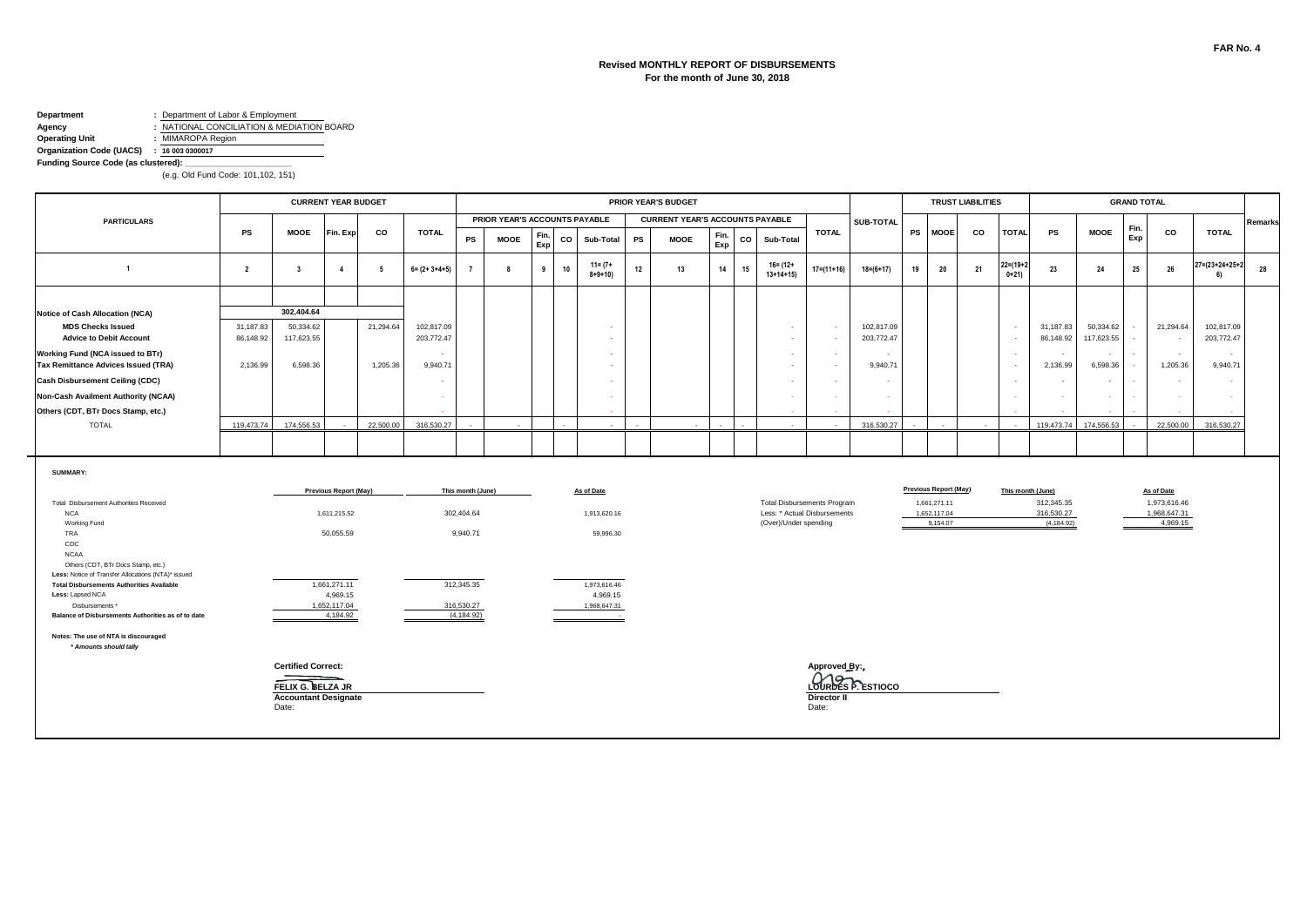FAR No. 4

# Revised MONTHLY REPORT OF DISBURSEMENTS
**For the month of June 30, 2018**

**Department** : Department of Labor & Employment
**Agency** : NATIONAL CONCILIATION & MEDIATION BOARD
**Operating Unit** : MIMAROPA Region
**Organization Code (UACS)** : 16 003 0300017
**Funding Source Code (as clustered):** ___________________
(e.g. Old Fund Code: 101,102, 151)

| PARTICULARS | CURRENT YEAR BUDGET | | | | | PRIOR YEAR'S BUDGET | | | | | | | | | | | | SUB-TOTAL | TRUST LIABILITIES | | | | GRAND TOTAL | | | | | Remarks |
|---|---|---|---|---|---|---|---|---|---|---|---|---|---|---|---|---|---|---|---|---|---|---|---|---|---|---|---|---|
| | | | | | | PRIOR YEAR'S ACCOUNTS PAYABLE | | | | | CURRENT YEAR'S ACCOUNTS PAYABLE | | | | | TOTAL | | | | | | | | | | | | |
| | PS | MOOE | Fin. Exp | CO | TOTAL | PS | MOOE | Fin. Exp | CO | Sub-Total | PS | MOOE | Fin. Exp | CO | Sub-Total | | | | PS | MOOE | CO | TOTAL | PS | MOOE | Fin. Exp | CO | TOTAL | |
| 1 | 2 | 3 | 4 | 5 | 6= (2+ 3+4+5) | 7 | 8 | 9 | 10 | 11= (7+ 8+9+10) | 12 | 13 | 14 | 15 | 16= (12+ 13+14+15) | 17=(11+16) | | 18=(6+17) | 19 | 20 | 21 | 22=(19+20+21) | 23 | 24 | 25 | 26 | 27=(23+24+25+26) | 28 |
| | | 302,404.64 | | | | | | | | | | | | | | | | | | | | | | | | | | |
| Notice of Cash Allocation (NCA) | | | | | | | | | | | | | | | | | | | | | | | | | | | | |
| MDS Checks Issued | 31,187.83 | 50,334.62 | | 21,294.64 | 102,817.09 | | | | | - | | | | | - | - | | 102,817.09 | | | | - | 31,187.83 | 50,334.62 | - | 21,294.64 | 102,817.09 | |
| Advice to Debit Account | 86,148.92 | 117,623.55 | | | 203,772.47 | | | | | - | | | | | - | - | | 203,772.47 | | | | - | 86,148.92 | 117,623.55 | - | - | 203,772.47 | |
| Working Fund (NCA issued to BTr) | | | | | - | | | | | - | | | | | - | - | | - | | | | - | - | - | - | - | - | |
| Tax Remittance Advices Issued (TRA) | 2,136.99 | 6,598.36 | | 1,205.36 | 9,940.71 | | | | | - | | | | | - | - | | 9,940.71 | | | | - | 2,136.99 | 6,598.36 | - | 1,205.36 | 9,940.71 | |
| Cash Disbursement Ceiling (CDC) | | | | | - | | | | | - | | | | | - | - | | - | | | | - | - | - | - | - | - | |
| Non-Cash Availment Authority (NCAA) | | | | | - | | | | | - | | | | | - | - | | - | | | | - | - | - | - | - | - | |
| Others (CDT, BTr Docs Stamp, etc.) | | | | | - | | | | | - | | | | | - | - | | - | | | | - | - | - | - | - | - | |
| TOTAL | 119,473.74 | 174,556.53 | - | 22,500.00 | 316,530.27 | - | - | | - | - | - | - | - | - | - | - | | 316,530.27 | - | - | - | - | 119,473.74 | 174,556.53 | - | 22,500.00 | 316,530.27 | |

**SUMMARY:**

| | Previous Report (May) | This month (June) | As of Date |
|---|---|---|---|
| Total Disbursement Authorities Received | | | |
| NCA | 1,611,215.52 | 302,404.64 | 1,913,620.16 |
| Working Fund | | | |
| TRA | 50,055.59 | 9,940.71 | 59,996.30 |
| CDC | | | |
| NCAA | | | |
| Others (CDT, BTr Docs Stamp, etc.) | | | |
| Less: Notice of Transfer Allocations (NTA)* issued | | | |
| **Total Disbursements Authorities Available** | 1,661,271.11 | 312,345.35 | 1,973,616.46 |
| **Less:** Lapsed NCA | 4,969.15 | | 4,969.15 |
| Disbursements * | 1,652,117.04 | 316,530.27 | 1,968,647.31 |
| **Balance of Disbursements Authorities as of to date** | 4,184.92 | (4,184.92) | - |

| | Previous Report (May) | This month (June) | As of Date |
|---|---|---|---|
| Total Disbursements Program | 1,661,271.11 | 312,345.35 | 1,973,616.46 |
| Less: * Actual Disbursements | 1,652,117.04 | 316,530.27 | 1,968,647.31 |
| (Over)/Under spending | 9,154.07 | (4,184.92) | 4,969.15 |

**Notes: The use of NTA is discouraged**
*** Amounts should tally**

**Certified Correct:**

**FELIX G. BELZA JR**
**Accountant Designate**
Date:

**Approved By:**

**LOURDES P. ESTIOCO**
**Director II**
Date: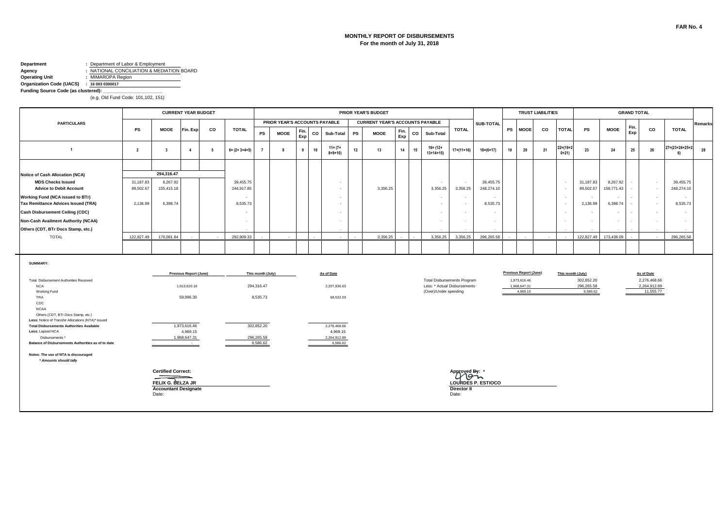FAR No. 4

## MONTHLY REPORT OF DISBURSEMENTS
**For the month of July 31, 2018**

**Department** : Department of Labor & Employment
**Agency** : NATIONAL CONCILIATION & MEDIATION BOARD
**Operating Unit** : MIMAROPA Region
**Organization Code (UACS)** : 16 003 0300017
**Funding Source Code (as clustered):** ___________
(e.g. Old Fund Code: 101,102, 151)

| PARTICULARS | CURRENT YEAR BUDGET | | | | | PRIOR YEAR'S BUDGET | | | | | | | | | | | | SUB-TOTAL | TRUST LIABILITIES | | | | GRAND TOTAL | | | | | Remarks |
|---|---|---|---|---|---|---|---|---|---|---|---|---|---|---|---|---|---|---|---|---|---|---|---|---|---|---|---|---|
| | | | | | | PRIOR YEAR'S ACCOUNTS PAYABLE | | | | | CURRENT YEAR'S ACCOUNTS PAYABLE | | | | | TOTAL | | | | | | | | | | | | |
| | PS | MOOE | Fin. Exp | CO | TOTAL | PS | MOOE | Fin. Exp | CO | Sub-Total | PS | MOOE | Fin. Exp | CO | Sub-Total | | | | PS | MOOE | CO | TOTAL | PS | MOOE | Fin. Exp | CO | TOTAL | |
| 1 | 2 | 3 | 4 | 5 | 6= (2+ 3+4+5) | 7 | 8 | 9 | 10 | 11= (7+ 8+9+10) | 12 | 13 | 14 | 15 | 16= (12+ 13+14+15) | 17=(11+16) | 18=(6+17) | | 19 | 20 | 21 | 22=(19+20+21) | 23 | 24 | 25 | 26 | 27=(23+24+25+26) | 28 |
| Notice of Cash Allocation (NCA) | | 294,316.47 | | | | | | | | | | | | | | | | | | | | | | | | | | |
| MDS Checks Issued | 31,187.83 | 8,267.92 | | | 39,455.75 | | | | | - | | | | | - | - | 39,455.75 | | | | | - | 31,187.83 | 8,267.92 | - | - | 39,455.75 | |
| Advice to Debit Account | 89,502.67 | 155,415.18 | | | 244,917.85 | | | | | - | | 3,356.25 | | | 3,356.25 | 3,356.25 | 248,274.10 | | | | | - | 89,502.67 | 158,771.43 | - | - | 248,274.10 | |
| Working Fund (NCA issued to BTr) | | | | | - | | | | | - | | | | | - | - | - | | | | | - | - | - | - | - | - | |
| Tax Remittance Advices Issued (TRA) | 2,136.99 | 6,398.74 | | | 8,535.73 | | | | | - | | | | | - | - | 8,535.73 | | | | | - | 2,136.99 | 6,398.74 | - | - | 8,535.73 | |
| Cash Disbursement Ceiling (CDC) | | | | | - | | | | | - | | | | | - | - | - | | | | | - | - | - | - | - | - | |
| Non-Cash Availment Authority (NCAA) | | | | | - | | | | | - | | | | | - | - | - | | | | | - | - | - | - | - | - | |
| Others (CDT, BTr Docs Stamp, etc.) | | | | | - | | | | | - | | | | | - | - | - | | | | | - | - | - | - | - | - | |
| TOTAL | 122,827.49 | 170,081.84 | - | - | 292,909.33 | - | - | | - | - | - | 3,356.25 | - | - | 3,356.25 | 3,356.25 | 296,265.58 | - | - | | - | - | 122,827.49 | 173,438.09 | - | - | 296,265.58 | |

**SUMMARY:**

| | Previous Report (June) | This month (July) | As of Date |
|---|---|---|---|
| Total Disbursement Authorities Received | | | |
| NCA | 1,913,620.16 | 294,316.47 | 2,207,936.63 |
| Working Fund | | | |
| TRA | 59,996.30 | 8,535.73 | 68,532.03 |
| CDC | | | |
| NCAA | | | |
| Others (CDT, BTr Docs Stamp, etc.) | | | |
| **Less:** Notice of Transfer Allocations (NTA)* issued | | | |
| **Total Disbursements Authorities Available** | 1,973,616.46 | 302,852.20 | 2,276,468.66 |
| **Less:** Lapsed NCA | 4,969.15 | | 4,969.15 |
| Disbursements * | 1,968,647.31 | 296,265.58 | 2,264,912.89 |
| **Balance of Disbursements Authorities as of to date** | - | 6,586.62 | 6,586.62 |

| | Previous Report (June) | This month (July) | As of Date |
|---|---|---|---|
| Total Disbursements Program | 1,973,616.46 | 302,852.20 | 2,276,468.66 |
| Less: * Actual Disbursements | 1,968,647.31 | 296,265.58 | 2,264,912.89 |
| (Over)/Under spending | 4,969.15 | 6,586.62 | 11,555.77 |

**Notes: The use of NTA is discouraged**
*\* Amounts should tally*

**Certified Correct:**

**FELIX G. BELZA JR**
**Accountant Designate**
Date:

**Approved By:**

**LOURDES P. ESTIOCO**
**Director II**
Date: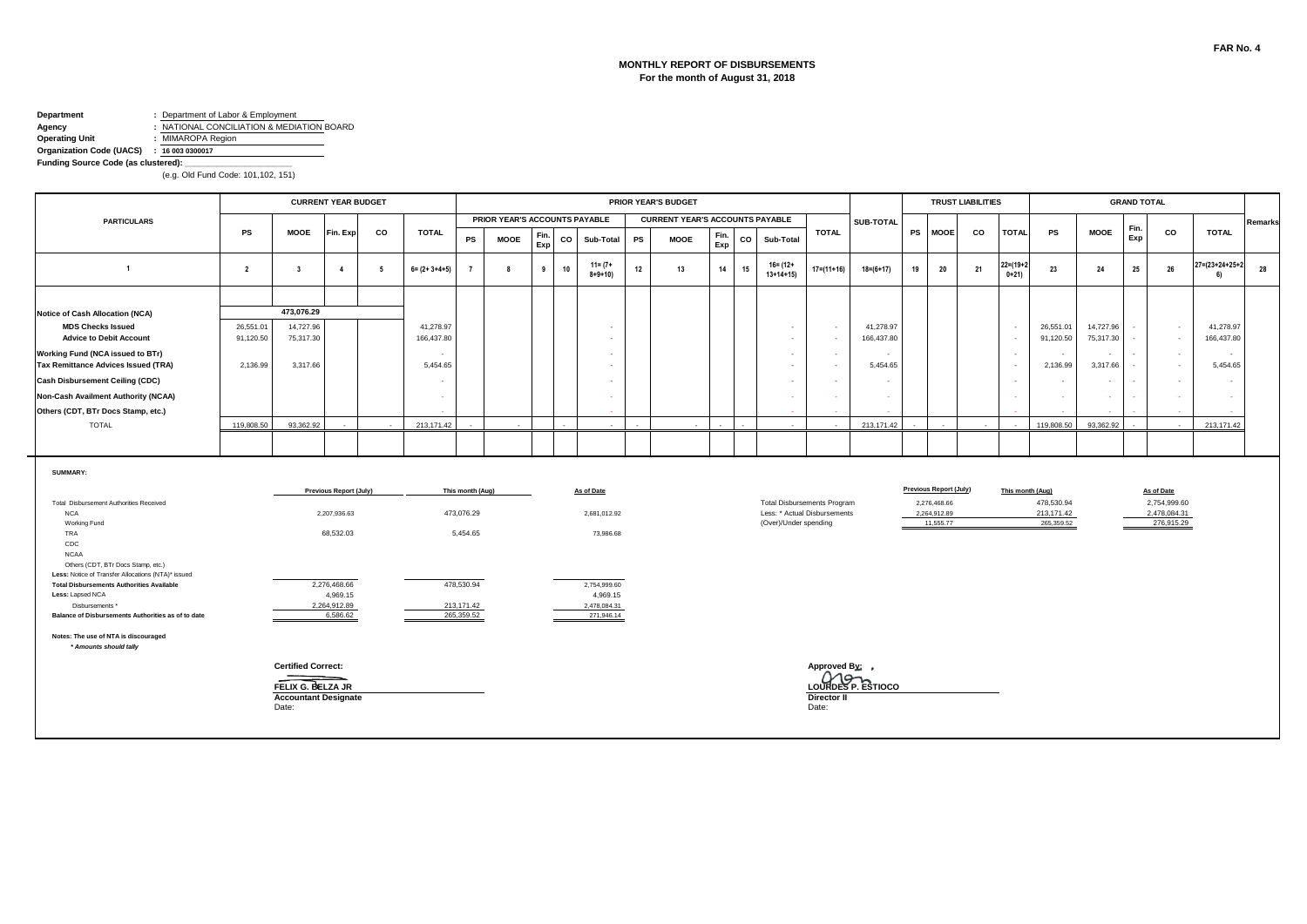**FAR No. 4**

# MONTHLY REPORT OF DISBURSEMENTS
## For the month of August 31, 2018

**Department** : Department of Labor & Employment
**Agency** : NATIONAL CONCILIATION & MEDIATION BOARD
**Operating Unit** : MIMAROPA Region
**Organization Code (UACS)** : 16 003 0300017
**Funding Source Code (as clustered):** ______________________
(e.g. Old Fund Code: 101,102, 151)

| PARTICULARS | CURRENT YEAR BUDGET | | | | | PRIOR YEAR'S BUDGET | | | | | | | | | | | | SUB-TOTAL | TRUST LIABILITIES | | | | GRAND TOTAL | | | | | Remarks |
|---|---|---|---|---|---|---|---|---|---|---|---|---|---|---|---|---|---|---|---|---|---|---|---|---|---|---|---|---|
| | | | | | | PRIOR YEAR'S ACCOUNTS PAYABLE | | | | | CURRENT YEAR'S ACCOUNTS PAYABLE | | | | | TOTAL | | | | | | | | | | | | |
| | PS | MOOE | Fin. Exp | CO | TOTAL | PS | MOOE | Fin. Exp | CO | Sub-Total | PS | MOOE | Fin. Exp | CO | Sub-Total | | | | PS | MOOE | CO | TOTAL | PS | MOOE | Fin. Exp | CO | TOTAL | |
| 1 | 2 | 3 | 4 | 5 | 6= (2+ 3+4+5) | 7 | 8 | 9 | 10 | 11= (7+ 8+9+10) | 12 | 13 | 14 | 15 | 16= (12+ 13+14+15) | 17=(11+16) | 18=(6+17) | | 19 | 20 | 21 | 22=(19+20+21) | 23 | 24 | 25 | 26 | 27=(23+24+25+26) | 28 |
| Notice of Cash Allocation (NCA) | | 473,076.29 | | | | | | | | | | | | | | | | | | | | | | | | | | |
| MDS Checks Issued | 26,551.01 | 14,727.96 | | | 41,278.97 | | | | | - | | | | | - | - | 41,278.97 | | | | | - | 26,551.01 | 14,727.96 | - | - | 41,278.97 | |
| Advice to Debit Account | 91,120.50 | 75,317.30 | | | 166,437.80 | | | | | - | | | | | - | - | 166,437.80 | | | | | - | 91,120.50 | 75,317.30 | - | - | 166,437.80 | |
| Working Fund (NCA issued to BTr) | | | | | - | | | | | - | | | | | - | - | - | | | | | - | - | - | - | - | - | |
| Tax Remittance Advices Issued (TRA) | 2,136.99 | 3,317.66 | | | 5,454.65 | | | | | - | | | | | - | - | 5,454.65 | | | | | - | 2,136.99 | 3,317.66 | - | - | 5,454.65 | |
| Cash Disbursement Ceiling (CDC) | | | | | - | | | | | - | | | | | - | - | - | | | | | - | - | - | - | - | - | |
| Non-Cash Availment Authority (NCAA) | | | | | - | | | | | - | | | | | - | - | - | | | | | - | - | - | - | - | - | |
| Others (CDT, BTr Docs Stamp, etc.) | | | | | - | | | | | - | | | | | - | - | - | | | | | - | - | - | - | - | - | |
| TOTAL | 119,808.50 | 93,362.92 | - | - | 213,171.42 | - | - | | - | - | - | - | - | - | - | - | 213,171.42 | | - | - | - | - | 119,808.50 | 93,362.92 | - | - | 213,171.42 | |

**SUMMARY:**

| | Previous Report (July) | This month (Aug) | As of Date |
|---|---|---|---|
| Total Disbursement Authorities Received | | | |
| NCA | 2,207,936.63 | 473,076.29 | 2,681,012.92 |
| Working Fund | | | |
| TRA | 68,532.03 | 5,454.65 | 73,986.68 |
| CDC | | | |
| NCAA | | | |
| Others (CDT, BTr Docs Stamp, etc.) | | | |
| **Less:** Notice of Transfer Allocations (NTA)* issued | | | |
| **Total Disbursements Authorities Available** | 2,276,468.66 | 478,530.94 | 2,754,999.60 |
| **Less:** Lapsed NCA | 4,969.15 | | 4,969.15 |
| Disbursements * | 2,264,912.89 | 213,171.42 | 2,478,084.31 |
| **Balance of Disbursements Authorities as of to date** | 6,586.62 | 265,359.52 | 271,946.14 |

| | Previous Report (July) | This month (Aug) | As of Date |
|---|---|---|---|
| Total Disbursements Program | 2,276,468.66 | 478,530.94 | 2,754,999.60 |
| Less: * Actual Disbursements | 2,264,912.89 | 213,171.42 | 2,478,084.31 |
| (Over)/Under spending | 11,555.77 | 265,359.52 | 276,915.29 |

**Notes: The use of NTA is discouraged**
*** Amounts should tally**

**Certified Correct:**

**FELIX G. BELZA JR**
**Accountant Designate**
Date:

**Approved By:**

**LOURDES P. ESTIOCO**
**Director II**
Date: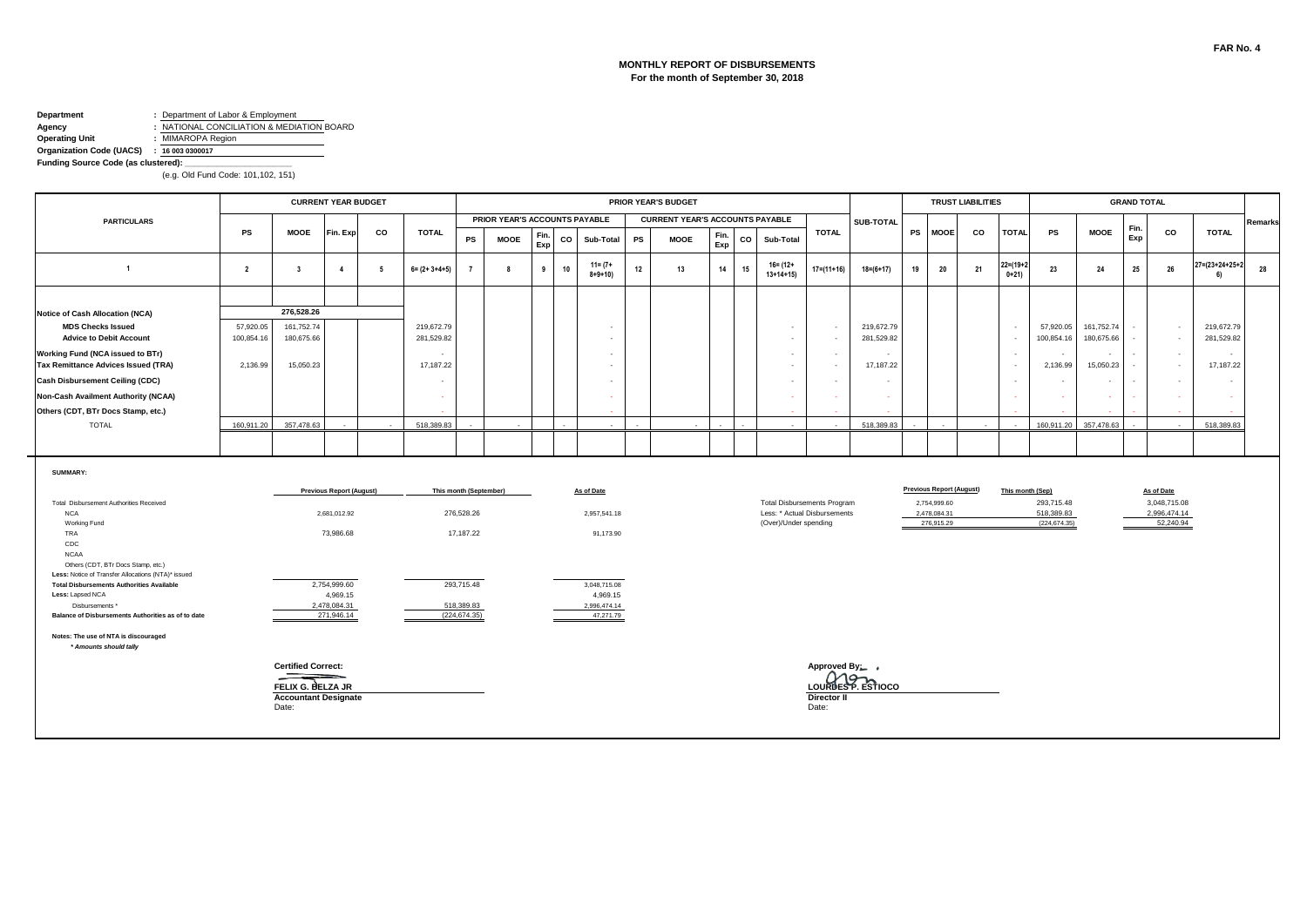FAR No. 4

# MONTHLY REPORT OF DISBURSEMENTS
## For the month of September 30, 2018

**Department** : Department of Labor & Employment
**Agency** : NATIONAL CONCILIATION & MEDIATION BOARD
**Operating Unit** : MIMAROPA Region
**Organization Code (UACS)** : 16 003 0300017
**Funding Source Code (as clustered):** ______________________
(e.g. Old Fund Code: 101,102, 151)

| PARTICULARS | CURRENT YEAR BUDGET | | | | | PRIOR YEAR'S BUDGET | | | | | | | | | | | | SUB-TOTAL | TRUST LIABILITIES | | | | GRAND TOTAL | | | | | Remarks |
|---|---|---|---|---|---|---|---|---|---|---|---|---|---|---|---|---|---|---|---|---|---|---|---|---|---|---|---|---|
| | | | | | | PRIOR YEAR'S ACCOUNTS PAYABLE | | | | | CURRENT YEAR'S ACCOUNTS PAYABLE | | | | | TOTAL | | | | | | | | | | | | |
| | PS | MOOE | Fin. Exp | CO | TOTAL | PS | MOOE | Fin. Exp | CO | Sub-Total | PS | MOOE | Fin. Exp | CO | Sub-Total | | | | PS | MOOE | CO | TOTAL | PS | MOOE | Fin. Exp | CO | TOTAL | |
| 1 | 2 | 3 | 4 | 5 | 6= (2+ 3+4+5) | 7 | 8 | 9 | 10 | 11= (7+ 8+9+10) | 12 | 13 | 14 | 15 | 16= (12+ 13+14+15) | 17=(11+16) | 18=(6+17) | 19 | 20 | 21 | 22=(19+20+21) | 23 | 24 | 25 | 26 | 27=(23+24+25+26) | 28 |
| Notice of Cash Allocation (NCA) | | 276,528.26 | | | | | | | | | | | | | | | | | | | | | | | | | | |
| MDS Checks Issued | 57,920.05 | 161,752.74 | | | 219,672.79 | | | | | - | | | | | - | - | 219,672.79 | | | | - | 57,920.05 | 161,752.74 | - | - | 219,672.79 | |
| Advice to Debit Account | 100,854.16 | 180,675.66 | | | 281,529.82 | | | | | - | | | | | - | - | 281,529.82 | | | | - | 100,854.16 | 180,675.66 | - | - | 281,529.82 | |
| Working Fund (NCA issued to BTr) | | | | | - | | | | | - | | | | | - | - | - | | | | - | - | - | - | - | - | |
| Tax Remittance Advices Issued (TRA) | 2,136.99 | 15,050.23 | | | 17,187.22 | | | | | - | | | | | - | - | 17,187.22 | | | | - | 2,136.99 | 15,050.23 | - | - | 17,187.22 | |
| Cash Disbursement Ceiling (CDC) | | | | | - | | | | | - | | | | | - | - | - | | | | - | - | - | - | - | - | |
| Non-Cash Availment Authority (NCAA) | | | | | - | | | | | - | | | | | - | - | - | | | | - | - | - | - | - | - | |
| Others (CDT, BTr Docs Stamp, etc.) | | | | | - | | | | | - | | | | | - | - | - | | | | - | - | - | - | - | - | |
| TOTAL | 160,911.20 | 357,478.63 | - | - | 518,389.83 | - | - | | - | - | - | - | - | - | - | - | 518,389.83 | - | - | - | - | 160,911.20 | 357,478.63 | - | - | 518,389.83 | |

**SUMMARY:**

| | Previous Report (August) | This month (September) | As of Date |
|---|---|---|---|
| Total Disbursement Authorities Received | | | |
| NCA | 2,681,012.92 | 276,528.26 | 2,957,541.18 |
| Working Fund | | | |
| TRA | 73,986.68 | 17,187.22 | 91,173.90 |
| CDC | | | |
| NCAA | | | |
| Others (CDT, BTr Docs Stamp, etc.) | | | |
| Less: Notice of Transfer Allocations (NTA)* issued | | | |
| **Total Disbursements Authorities Available** | 2,754,999.60 | 293,715.48 | 3,048,715.08 |
| **Less:** Lapsed NCA | 4,969.15 | | 4,969.15 |
| Disbursements * | 2,478,084.31 | 518,389.83 | 2,996,474.14 |
| **Balance of Disbursements Authorities as of to date** | 271,946.14 | (224,674.35) | 47,271.79 |

| | Previous Report (August) | This month (Sep) | As of Date |
|---|---|---|---|
| Total Disbursements Program | 2,754,999.60 | 293,715.48 | 3,048,715.08 |
| Less: * Actual Disbursements | 2,478,084.31 | 518,389.83 | 2,996,474.14 |
| (Over)/Under spending | 276,915.29 | (224,674.35) | 52,240.94 |

**Notes: The use of NTA is discouraged**
***Amounts should tally***

**Certified Correct:**

**FELIX G. BELZA JR**
**Accountant Designate**
Date:

**Approved By:**

**LOURDES P. ESTIOCO**
**Director II**
Date: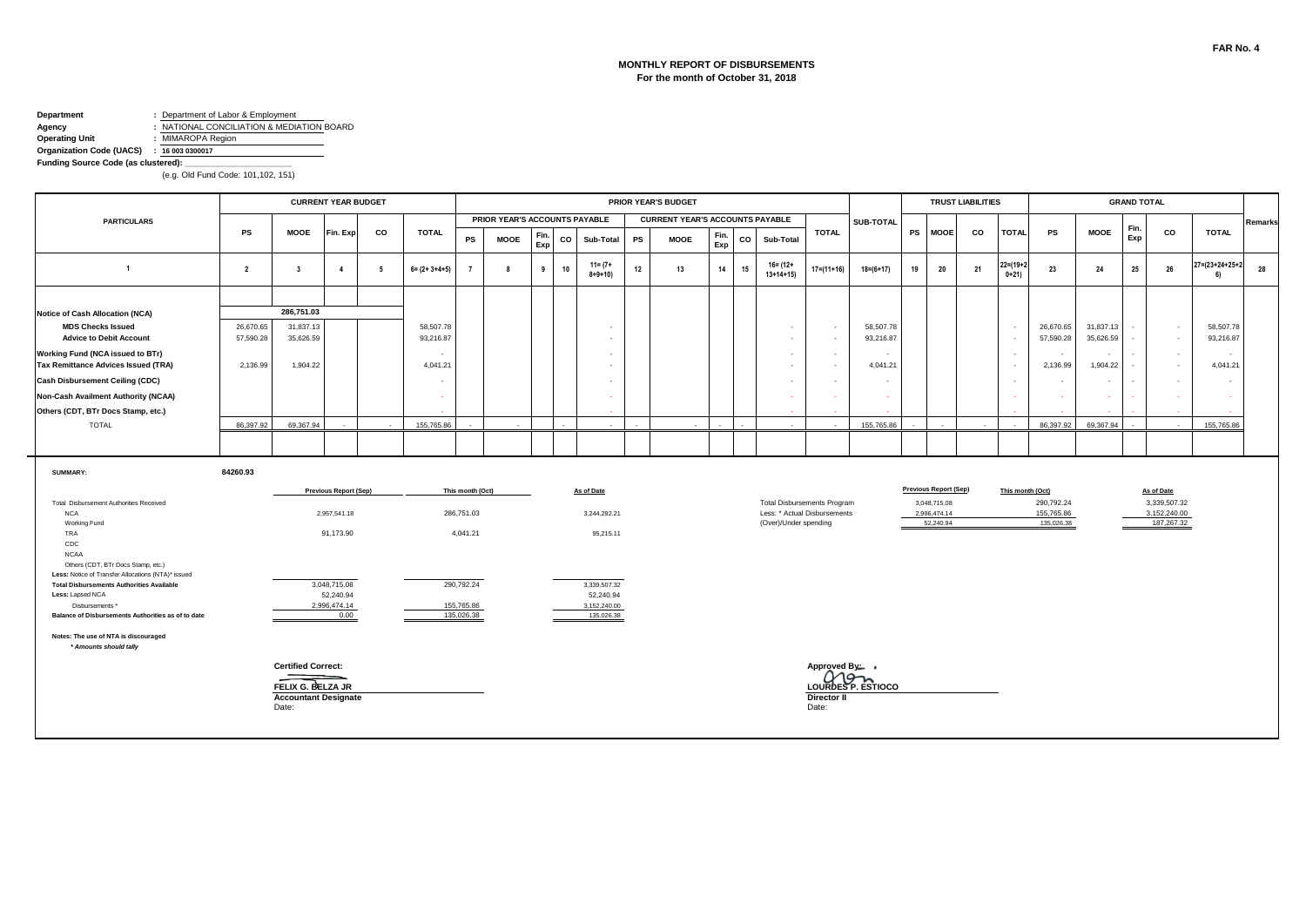FAR No. 4

## MONTHLY REPORT OF DISBURSEMENTS
**For the month of October 31, 2018**

**Department** : Department of Labor & Employment
**Agency** : NATIONAL CONCILIATION & MEDIATION BOARD
**Operating Unit** : MIMAROPA Region
**Organization Code (UACS)** : **16 003 0300017**
**Funding Source Code (as clustered):** ______________________
(e.g. Old Fund Code: 101,102, 151)

| PARTICULARS | CURRENT YEAR BUDGET | | | | | PRIOR YEAR'S BUDGET | | | | | | | | | | | | SUB-TOTAL | TRUST LIABILITIES | | | | GRAND TOTAL | | | | | Remarks |
|---|---|---|---|---|---|---|---|---|---|---|---|---|---|---|---|---|---|---|---|---|---|---|---|---|---|---|---|---|
| | | | | | | PRIOR YEAR'S ACCOUNTS PAYABLE | | | | | CURRENT YEAR'S ACCOUNTS PAYABLE | | | | | TOTAL | | | | | | | | | | | | |
| | PS | MOOE | Fin. Exp | CO | TOTAL | PS | MOOE | Fin. Exp | CO | Sub-Total | PS | MOOE | Fin. Exp | CO | Sub-Total | | | | PS | MOOE | CO | TOTAL | PS | MOOE | Fin. Exp | CO | TOTAL | |
| 1 | 2 | 3 | 4 | 5 | 6= (2+ 3+4+5) | 7 | 8 | 9 | 10 | 11= (7+ 8+9+10) | 12 | 13 | 14 | 15 | 16= (12+ 13+14+15) | 17=(11+16) | | 18=(6+17) | 19 | 20 | 21 | 22=(19+20+21) | 23 | 24 | 25 | 26 | 27=(23+24+25+26) | 28 |
| **Notice of Cash Allocation (NCA)** | | 286,751.03 | | | | | | | | | | | | | | | | | | | | | | | | | | |
| **MDS Checks Issued** | 26,670.65 | 31,837.13 | | | 58,507.78 | | | | | - | | | | | - | - | | 58,507.78 | | | | - | 26,670.65 | 31,837.13 | - | - | 58,507.78 | |
| **Advice to Debit Account** | 57,590.28 | 35,626.59 | | | 93,216.87 | | | | | - | | | | | - | - | | 93,216.87 | | | | - | 57,590.28 | 35,626.59 | - | - | 93,216.87 | |
| **Working Fund (NCA issued to BTr)** | | | | | - | | | | | - | | | | | - | - | | - | | | | - | - | - | - | - | - | |
| **Tax Remittance Advices Issued (TRA)** | 2,136.99 | 1,904.22 | | | 4,041.21 | | | | | - | | | | | - | - | | 4,041.21 | | | | - | 2,136.99 | 1,904.22 | - | - | 4,041.21 | |
| **Cash Disbursement Ceiling (CDC)** | | | | | - | | | | | - | | | | | - | - | | - | | | | - | - | - | - | - | - | |
| **Non-Cash Availment Authority (NCAA)** | | | | | - | | | | | - | | | | | - | - | | - | | | | - | - | - | - | - | - | |
| **Others (CDT, BTr Docs Stamp, etc.)** | | | | | - | | | | | - | | | | | - | - | | - | | | | - | - | - | - | - | - | |
| TOTAL | 86,397.92 | 69,367.94 | - | - | 155,765.86 | - | - | | - | - | - | - | - | - | - | - | | 155,765.86 | - | - | - | - | 86,397.92 | 69,367.94 | - | - | 155,765.86 | |

**SUMMARY:** 84260.93

| | Previous Report (Sep) | This month (Oct) | As of Date |
|---|---|---|---|
| Total Disbursement Authorities Received | | | |
| NCA | 2,957,541.18 | 286,751.03 | 3,244,292.21 |
| Working Fund | | | |
| TRA | 91,173.90 | 4,041.21 | 95,215.11 |
| CDC | | | |
| NCAA | | | |
| Others (CDT, BTr Docs Stamp, etc.) | | | |
| Less: Notice of Transfer Allocations (NTA)* issued | | | |
| **Total Disbursements Authorities Available** | 3,048,715.08 | 290,792.24 | 3,339,507.32 |
| **Less:** Lapsed NCA | 52,240.94 | | 52,240.94 |
| Disbursements * | 2,996,474.14 | 155,765.86 | 3,152,240.00 |
| **Balance of Disbursements Authorities as of to date** | 0.00 | 135,026.38 | 135,026.38 |

| | Previous Report (Sep) | This month (Oct) | As of Date |
|---|---|---|---|
| Total Disbursements Program | 3,048,715.08 | 290,792.24 | 3,339,507.32 |
| Less: * Actual Disbursements | 2,996,474.14 | 155,765.86 | 3,152,240.00 |
| (Over)/Under spending | 52,240.94 | 135,026.38 | 187,267.32 |

**Notes: The use of NTA is discouraged**
***\* Amounts should tally***

**Certified Correct:**

**FELIX G. BELZA JR**
**Accountant Designate**
Date:

**Approved By:**

**LOURDES P. ESTIOCO**
**Director II**
Date: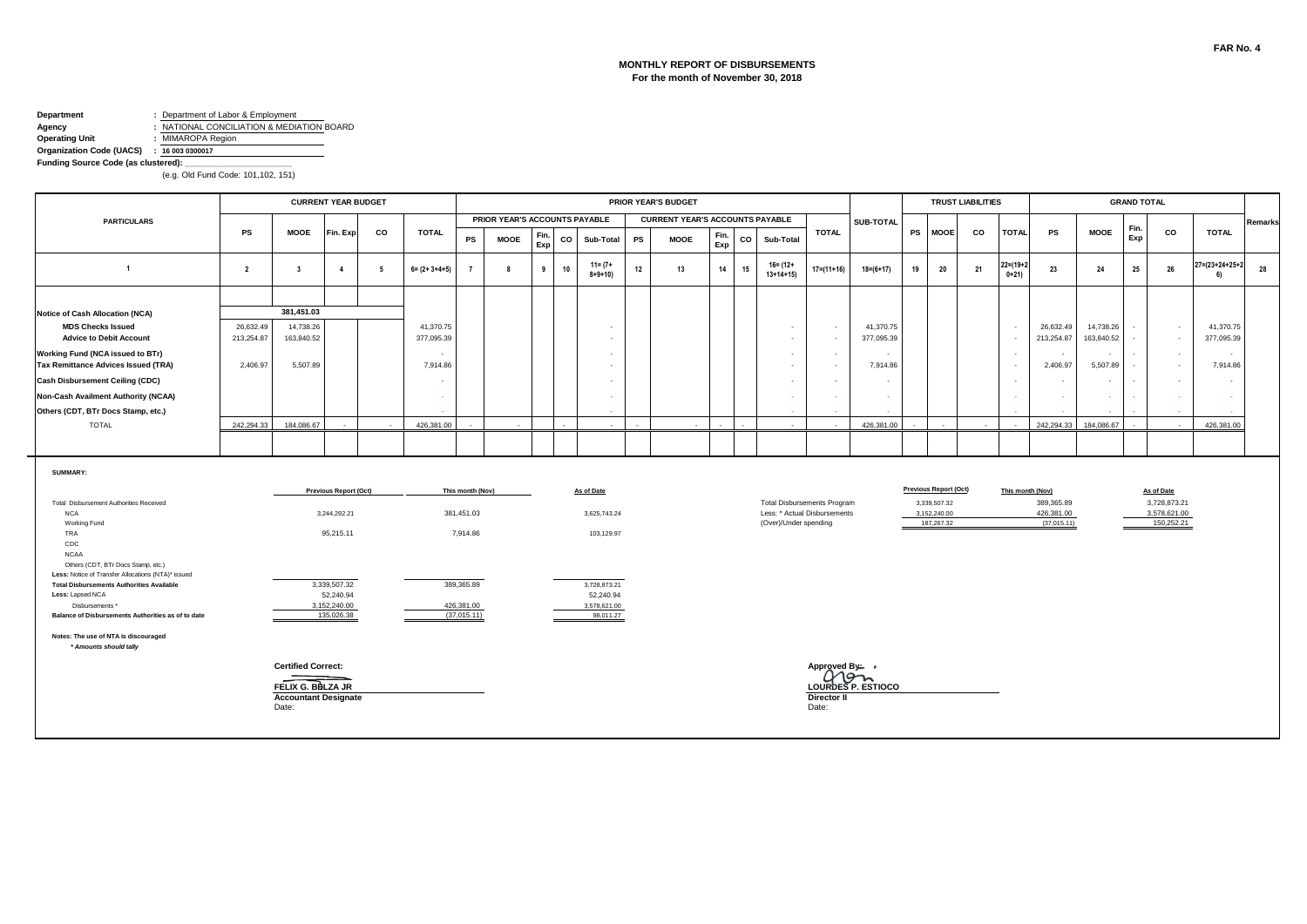FAR No. 4

# MONTHLY REPORT OF DISBURSEMENTS
## For the month of November 30, 2018

**Department** : Department of Labor & Employment
**Agency** : NATIONAL CONCILIATION & MEDIATION BOARD
**Operating Unit** : MIMAROPA Region
**Organization Code (UACS)** : 16 003 0300017
**Funding Source Code (as clustered):** ______________________
(e.g. Old Fund Code: 101,102, 151)

| PARTICULARS | CURRENT YEAR BUDGET | | | | | PRIOR YEAR'S BUDGET | | | | | | | | | | | | SUB-TOTAL | TRUST LIABILITIES | | | | GRAND TOTAL | | | | | Remarks |
|---|---|---|---|---|---|---|---|---|---|---|---|---|---|---|---|---|---|---|---|---|---|---|---|---|---|---|---|
| | | | | | | PRIOR YEAR'S ACCOUNTS PAYABLE | | | | | CURRENT YEAR'S ACCOUNTS PAYABLE | | | | | TOTAL | | | | | | | | | | | | |
| | PS | MOOE | Fin. Exp | CO | TOTAL | PS | MOOE | Fin. Exp | CO | Sub-Total | PS | MOOE | Fin. Exp | CO | Sub-Total | | | | PS | MOOE | CO | TOTAL | PS | MOOE | Fin. Exp | CO | TOTAL | |
| 1 | 2 | 3 | 4 | 5 | 6= (2+ 3+4+5) | 7 | 8 | 9 | 10 | 11= (7+ 8+9+10) | 12 | 13 | 14 | 15 | 16= (12+ 13+14+15) | 17=(11+16) | 18=(6+17) | | 19 | 20 | 21 | 22=(19+20+21) | 23 | 24 | 25 | 26 | 27=(23+24+25+26) | 28 |
| **Notice of Cash Allocation (NCA)** | | 381,451.03 | | | | | | | | | | | | | | | | | | | | | | | | | | |
| **MDS Checks Issued** | 26,632.49 | 14,738.26 | | | 41,370.75 | | | | | - | | | | | - | - | 41,370.75 | | | | | - | 26,632.49 | 14,738.26 | - | - | 41,370.75 | |
| **Advice to Debit Account** | 213,254.87 | 163,840.52 | | | 377,095.39 | | | | | - | | | | | - | - | 377,095.39 | | | | | - | 213,254.87 | 163,840.52 | - | - | 377,095.39 | |
| **Working Fund (NCA issued to BTr)** | | | | | - | | | | | - | | | | | - | - | - | | | | | - | - | - | - | - | - | |
| **Tax Remittance Advices Issued (TRA)** | 2,406.97 | 5,507.89 | | | 7,914.86 | | | | | - | | | | | - | - | 7,914.86 | | | | | - | 2,406.97 | 5,507.89 | - | - | 7,914.86 | |
| **Cash Disbursement Ceiling (CDC)** | | | | | - | | | | | - | | | | | - | - | - | | | | | - | - | - | - | - | - | |
| **Non-Cash Availment Authority (NCAA)** | | | | | - | | | | | - | | | | | - | - | - | | | | | - | - | - | - | - | - | |
| **Others (CDT, BTr Docs Stamp, etc.)** | | | | | - | | | | | - | | | | | - | - | - | | | | | - | - | - | - | - | - | |
| TOTAL | 242,294.33 | 184,086.67 | - | - | 426,381.00 | - | - | | - | - | - | - | - | - | - | - | 426,381.00 | | - | - | - | - | 242,294.33 | 184,086.67 | - | - | 426,381.00 | |

**SUMMARY:**

| | Previous Report (Oct) | This month (Nov) | As of Date |
|---|---|---|---|
| Total Disbursement Authorities Received | | | |
| NCA | 3,244,292.21 | 381,451.03 | 3,625,743.24 |
| Working Fund | | | |
| TRA | 95,215.11 | 7,914.86 | 103,129.97 |
| CDC | | | |
| NCAA | | | |
| Others (CDT, BTr Docs Stamp, etc.) | | | |
| Less: Notice of Transfer Allocations (NTA)* issued | | | |
| **Total Disbursements Authorities Available** | 3,339,507.32 | 389,365.89 | 3,728,873.21 |
| **Less:** Lapsed NCA | 52,240.94 | | 52,240.94 |
| Disbursements * | 3,152,240.00 | 426,381.00 | 3,578,621.00 |
| **Balance of Disbursements Authorities as of to date** | 135,026.38 | (37,015.11) | 98,011.27 |

| | Previous Report (Oct) | This month (Nov) | As of Date |
|---|---|---|---|
| Total Disbursements Program | 3,339,507.32 | 389,365.89 | 3,728,873.21 |
| Less: * Actual Disbursements | 3,152,240.00 | 426,381.00 | 3,578,621.00 |
| (Over)/Under spending | 187,267.32 | (37,015.11) | 150,252.21 |

**Notes: The use of NTA is discouraged**
***Amounts should tally***

**Certified Correct:**

**FELIX G. BOLZA JR**
**Accountant Designate**
Date:

**Approved By:**

**LOURDES P. ESTIOCO**
**Director II**
Date: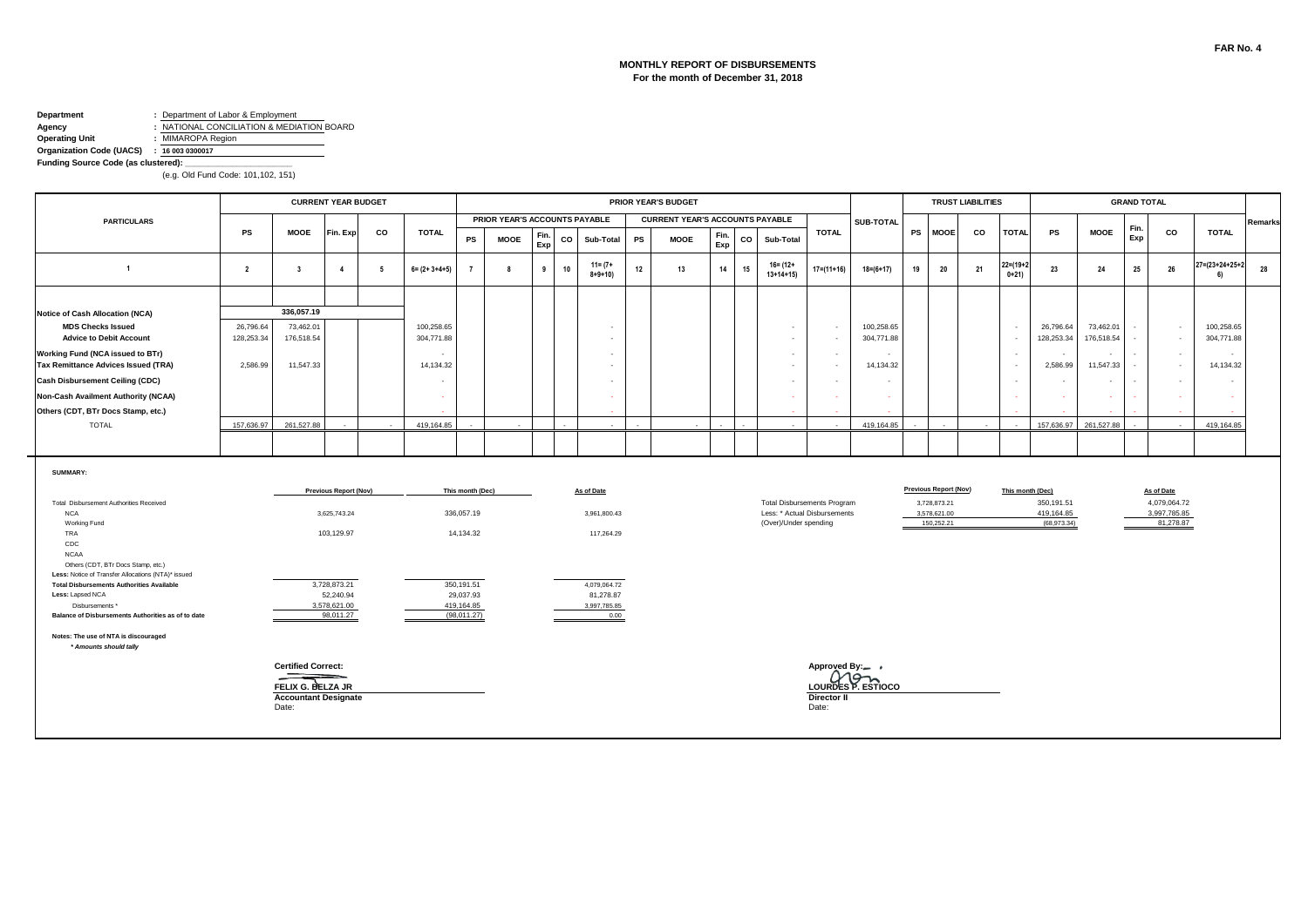FAR No. 4

# MONTHLY REPORT OF DISBURSEMENTS
## For the month of December 31, 2018

**Department** : Department of Labor & Employment
**Agency** : NATIONAL CONCILIATION & MEDIATION BOARD
**Operating Unit** : MIMAROPA Region
**Organization Code (UACS)** : 16 003 0300017
**Funding Source Code (as clustered):** ______________________
(e.g. Old Fund Code: 101,102, 151)

| PARTICULARS | CURRENT YEAR BUDGET | | | | | PRIOR YEAR'S BUDGET | | | | | | | | | | | | SUB-TOTAL | TRUST LIABILITIES | | | | GRAND TOTAL | | | | | Remarks |
|---|---|---|---|---|---|---|---|---|---|---|---|---|---|---|---|---|---|---|---|---|---|---|---|---|---|---|---|---|
| | | | | | | PRIOR YEAR'S ACCOUNTS PAYABLE | | | | | CURRENT YEAR'S ACCOUNTS PAYABLE | | | | | TOTAL | | | | | | | | | | | | |
| | PS | MOOE | Fin. Exp | CO | TOTAL | PS | MOOE | Fin. Exp | CO | Sub-Total | PS | MOOE | Fin. Exp | CO | Sub-Total | | | | PS | MOOE | CO | TOTAL | PS | MOOE | Fin. Exp | CO | TOTAL | |
| 1 | 2 | 3 | 4 | 5 | 6= (2+ 3+4+5) | 7 | 8 | 9 | 10 | 11= (7+ 8+9+10) | 12 | 13 | 14 | 15 | 16= (12+ 13+14+15) | 17=(11+16) | 18=(6+17) | | 19 | 20 | 21 | 22=(19+20+21) | 23 | 24 | 25 | 26 | 27=(23+24+25+26) | 28 |
| Notice of Cash Allocation (NCA) | | 336,057.19 | | | | | | | | | | | | | | | | | | | | | | | | | | |
| MDS Checks Issued | 26,796.64 | 73,462.01 | | | 100,258.65 | | | | | - | | | | | - | - | 100,258.65 | | | | | - | 26,796.64 | 73,462.01 | - | - | 100,258.65 | |
| Advice to Debit Account | 128,253.34 | 176,518.54 | | | 304,771.88 | | | | | - | | | | | - | - | 304,771.88 | | | | | - | 128,253.34 | 176,518.54 | - | - | 304,771.88 | |
| Working Fund (NCA issued to BTr) | | | | | - | | | | | - | | | | | - | - | - | | | | | - | - | - | - | - | - | |
| Tax Remittance Advices Issued (TRA) | 2,586.99 | 11,547.33 | | | 14,134.32 | | | | | - | | | | | - | - | 14,134.32 | | | | | - | 2,586.99 | 11,547.33 | - | - | 14,134.32 | |
| Cash Disbursement Ceiling (CDC) | | | | | - | | | | | - | | | | | - | - | - | | | | | - | - | - | - | - | - | |
| Non-Cash Availment Authority (NCAA) | | | | | - | | | | | - | | | | | - | - | - | | | | | - | - | - | - | - | - | |
| Others (CDT, BTr Docs Stamp, etc.) | | | | | - | | | | | - | | | | | - | - | - | | | | | - | - | - | - | - | - | |
| TOTAL | 157,636.97 | 261,527.88 | - | - | 419,164.85 | - | - | | - | - | - | - | - | - | - | - | 419,164.85 | | - | - | - | - | 157,636.97 | 261,527.88 | - | - | 419,164.85 | |

**SUMMARY:**

| | Previous Report (Nov) | This month (Dec) | As of Date |
|---|---|---|---|
| Total Disbursement Authorities Received | | | |
| NCA | 3,625,743.24 | 336,057.19 | 3,961,800.43 |
| Working Fund | | | |
| TRA | 103,129.97 | 14,134.32 | 117,264.29 |
| CDC | | | |
| NCAA | | | |
| Others (CDT, BTr Docs Stamp, etc.) | | | |
| Less: Notice of Transfer Allocations (NTA)* issued | | | |
| **Total Disbursements Authorities Available** | 3,728,873.21 | 350,191.51 | 4,079,064.72 |
| **Less:** Lapsed NCA | 52,240.94 | 29,037.93 | 81,278.87 |
| Disbursements * | 3,578,621.00 | 419,164.85 | 3,997,785.85 |
| **Balance of Disbursements Authorities as of to date** | 98,011.27 | (98,011.27) | 0.00 |

| | Previous Report (Nov) | This month (Dec) | As of Date |
|---|---|---|---|
| Total Disbursements Program | 3,728,873.21 | 350,191.51 | 4,079,064.72 |
| Less: * Actual Disbursements | 3,578,621.00 | 419,164.85 | 3,997,785.85 |
| (Over)/Under spending | 150,252.21 | (68,973.34) | 81,278.87 |

**Notes: The use of NTA is discouraged**
*\* Amounts should tally*

**Certified Correct:**

**FELIX G. BELZA JR**
**Accountant Designate**
Date:

**Approved By:**

**LOURDES P. ESTIOCO**
**Director II**
Date: